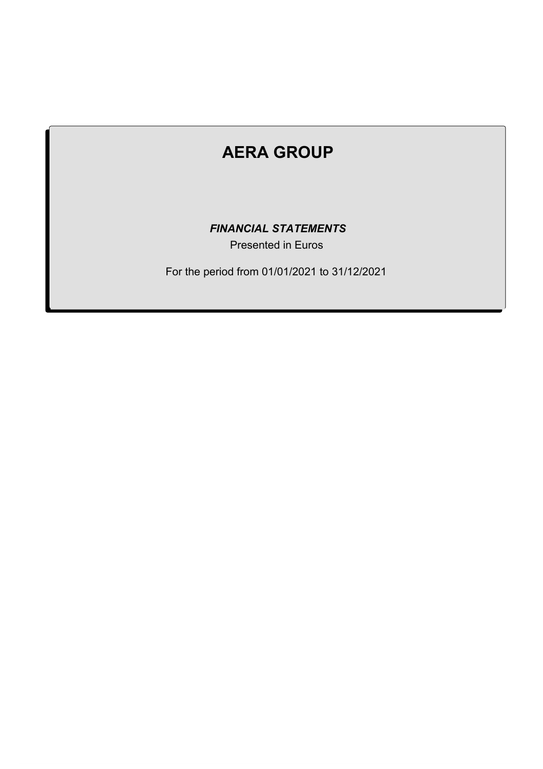# AERA GROUP

***FINANCIAL STATEMENTS***

Presented in Euros

For the period from 01/01/2021 to 31/12/2021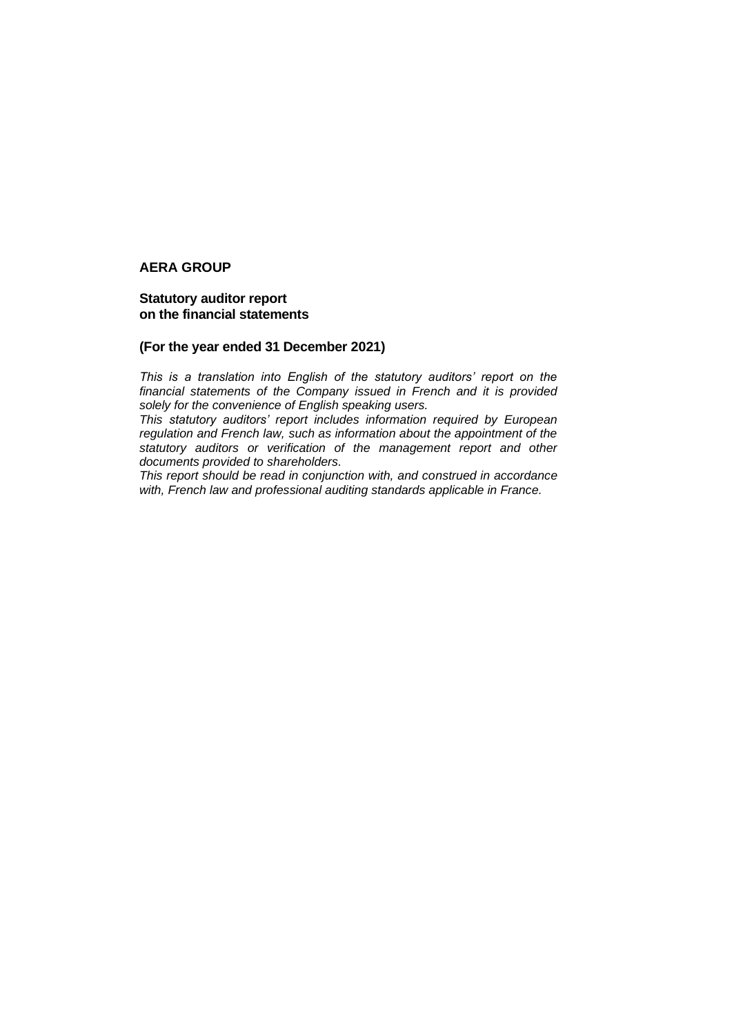**AERA GROUP**

**Statutory auditor report**
**on the financial statements**

**(For the year ended 31 December 2021)**

*This is a translation into English of the statutory auditors' report on the financial statements of the Company issued in French and it is provided solely for the convenience of English speaking users.*
*This statutory auditors' report includes information required by European regulation and French law, such as information about the appointment of the statutory auditors or verification of the management report and other documents provided to shareholders.*
*This report should be read in conjunction with, and construed in accordance with, French law and professional auditing standards applicable in France.*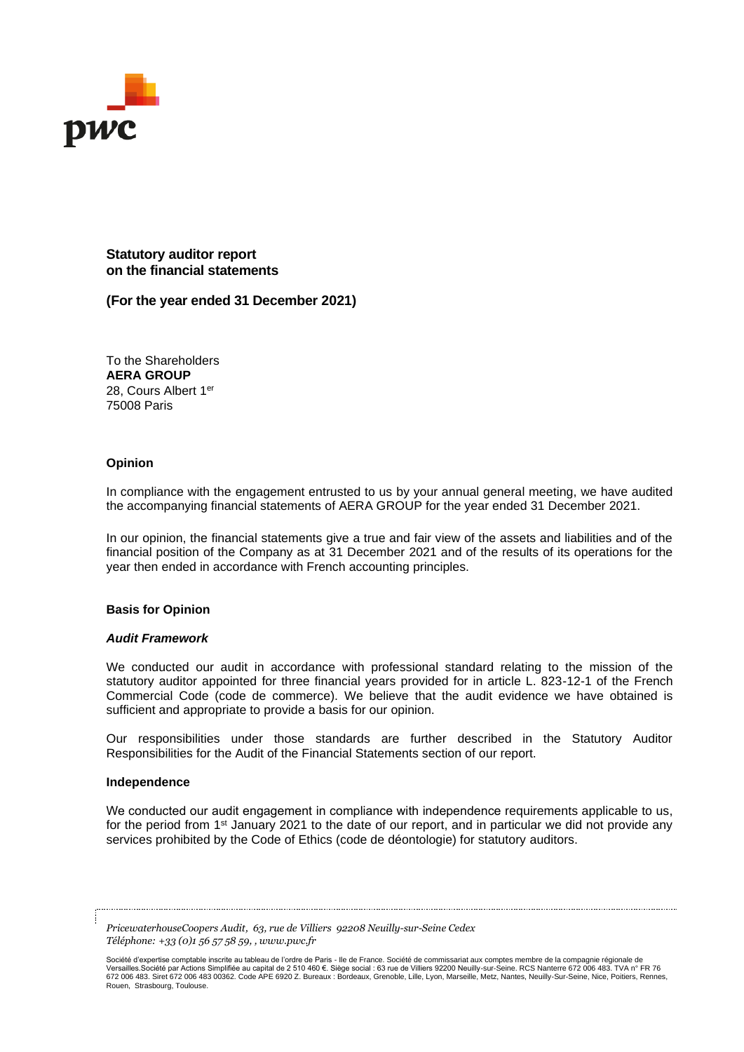**Statutory auditor report**
**on the financial statements**

**(For the year ended 31 December 2021)**

To the Shareholders
**AERA GROUP**
28, Cours Albert 1er
75008 Paris

### Opinion

In compliance with the engagement entrusted to us by your annual general meeting, we have audited the accompanying financial statements of AERA GROUP for the year ended 31 December 2021.

In our opinion, the financial statements give a true and fair view of the assets and liabilities and of the financial position of the Company as at 31 December 2021 and of the results of its operations for the year then ended in accordance with French accounting principles.

### Basis for Opinion

#### *Audit Framework*

We conducted our audit in accordance with professional standard relating to the mission of the statutory auditor appointed for three financial years provided for in article L. 823-12-1 of the French Commercial Code (code de commerce). We believe that the audit evidence we have obtained is sufficient and appropriate to provide a basis for our opinion.

Our responsibilities under those standards are further described in the Statutory Auditor Responsibilities for the Audit of the Financial Statements section of our report.

#### Independence

We conducted our audit engagement in compliance with independence requirements applicable to us, for the period from 1st January 2021 to the date of our report, and in particular we did not provide any services prohibited by the Code of Ethics (code de déontologie) for statutory auditors.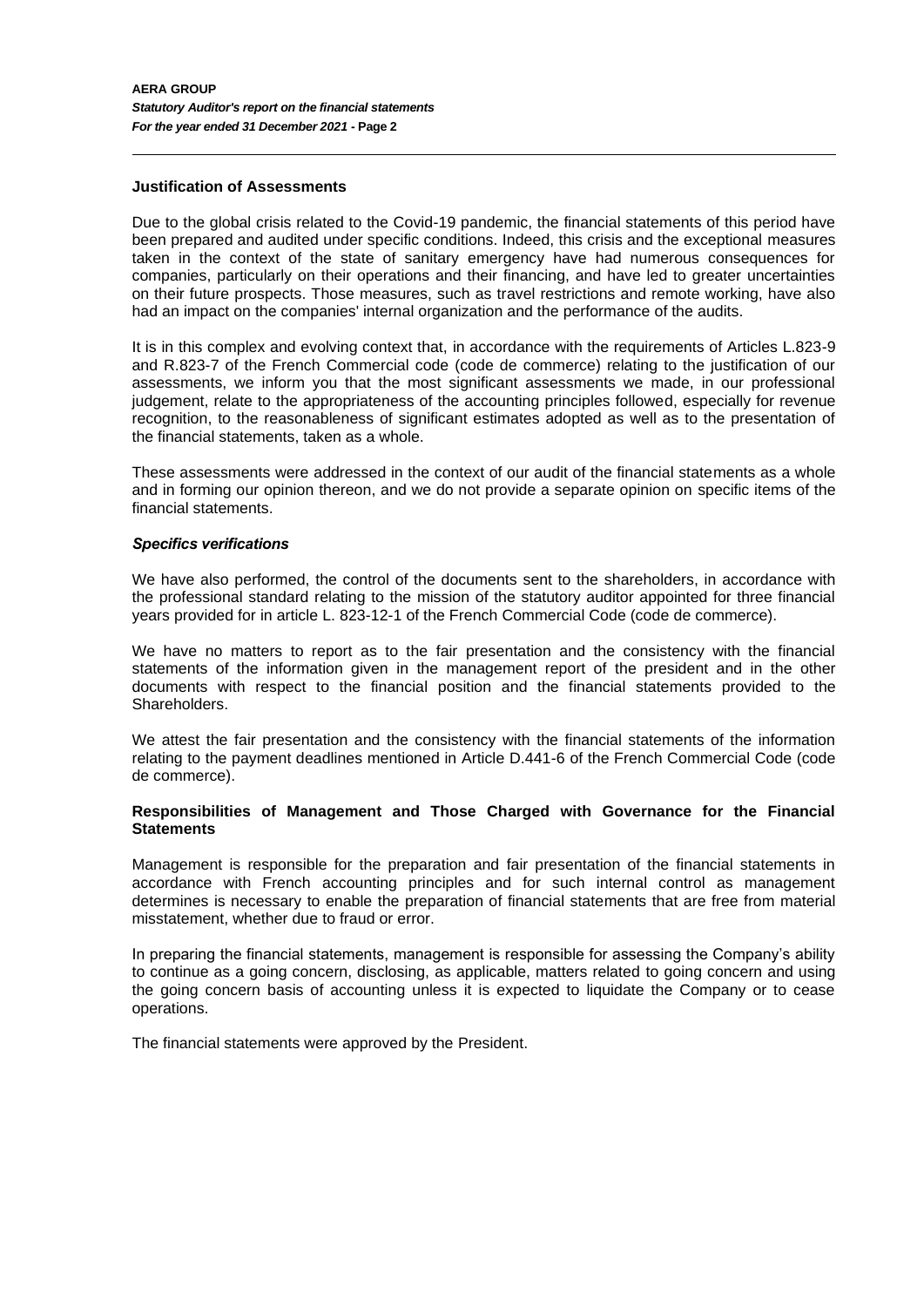### Justification of Assessments

Due to the global crisis related to the Covid-19 pandemic, the financial statements of this period have been prepared and audited under specific conditions. Indeed, this crisis and the exceptional measures taken in the context of the state of sanitary emergency have had numerous consequences for companies, particularly on their operations and their financing, and have led to greater uncertainties on their future prospects. Those measures, such as travel restrictions and remote working, have also had an impact on the companies' internal organization and the performance of the audits.

It is in this complex and evolving context that, in accordance with the requirements of Articles L.823-9 and R.823-7 of the French Commercial code (code de commerce) relating to the justification of our assessments, we inform you that the most significant assessments we made, in our professional judgement, relate to the appropriateness of the accounting principles followed, especially for revenue recognition, to the reasonableness of significant estimates adopted as well as to the presentation of the financial statements, taken as a whole.

These assessments were addressed in the context of our audit of the financial statements as a whole and in forming our opinion thereon, and we do not provide a separate opinion on specific items of the financial statements.

#### *Specifics verifications*

We have also performed, the control of the documents sent to the shareholders, in accordance with the professional standard relating to the mission of the statutory auditor appointed for three financial years provided for in article L. 823-12-1 of the French Commercial Code (code de commerce).

We have no matters to report as to the fair presentation and the consistency with the financial statements of the information given in the management report of the president and in the other documents with respect to the financial position and the financial statements provided to the Shareholders.

We attest the fair presentation and the consistency with the financial statements of the information relating to the payment deadlines mentioned in Article D.441-6 of the French Commercial Code (code de commerce).

### Responsibilities of Management and Those Charged with Governance for the Financial Statements

Management is responsible for the preparation and fair presentation of the financial statements in accordance with French accounting principles and for such internal control as management determines is necessary to enable the preparation of financial statements that are free from material misstatement, whether due to fraud or error.

In preparing the financial statements, management is responsible for assessing the Company's ability to continue as a going concern, disclosing, as applicable, matters related to going concern and using the going concern basis of accounting unless it is expected to liquidate the Company or to cease operations.

The financial statements were approved by the President.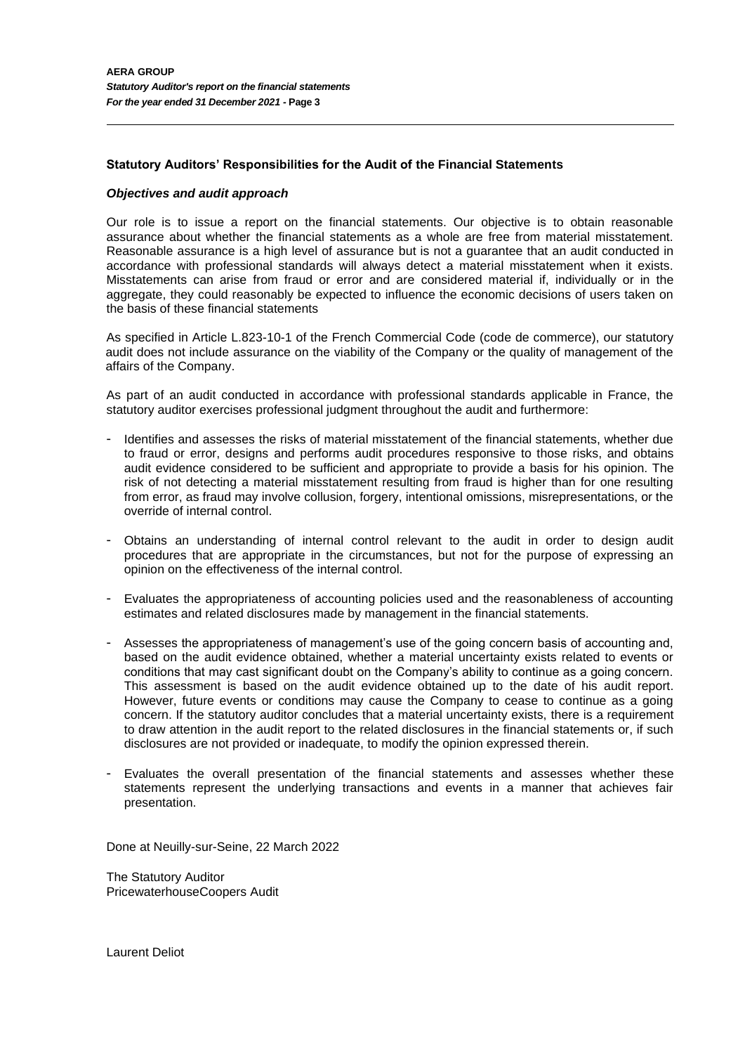## Statutory Auditors' Responsibilities for the Audit of the Financial Statements

### *Objectives and audit approach*

Our role is to issue a report on the financial statements. Our objective is to obtain reasonable assurance about whether the financial statements as a whole are free from material misstatement. Reasonable assurance is a high level of assurance but is not a guarantee that an audit conducted in accordance with professional standards will always detect a material misstatement when it exists. Misstatements can arise from fraud or error and are considered material if, individually or in the aggregate, they could reasonably be expected to influence the economic decisions of users taken on the basis of these financial statements

As specified in Article L.823-10-1 of the French Commercial Code (code de commerce), our statutory audit does not include assurance on the viability of the Company or the quality of management of the affairs of the Company.

As part of an audit conducted in accordance with professional standards applicable in France, the statutory auditor exercises professional judgment throughout the audit and furthermore:

- Identifies and assesses the risks of material misstatement of the financial statements, whether due to fraud or error, designs and performs audit procedures responsive to those risks, and obtains audit evidence considered to be sufficient and appropriate to provide a basis for his opinion. The risk of not detecting a material misstatement resulting from fraud is higher than for one resulting from error, as fraud may involve collusion, forgery, intentional omissions, misrepresentations, or the override of internal control.
- Obtains an understanding of internal control relevant to the audit in order to design audit procedures that are appropriate in the circumstances, but not for the purpose of expressing an opinion on the effectiveness of the internal control.
- Evaluates the appropriateness of accounting policies used and the reasonableness of accounting estimates and related disclosures made by management in the financial statements.
- Assesses the appropriateness of management's use of the going concern basis of accounting and, based on the audit evidence obtained, whether a material uncertainty exists related to events or conditions that may cast significant doubt on the Company's ability to continue as a going concern. This assessment is based on the audit evidence obtained up to the date of his audit report. However, future events or conditions may cause the Company to cease to continue as a going concern. If the statutory auditor concludes that a material uncertainty exists, there is a requirement to draw attention in the audit report to the related disclosures in the financial statements or, if such disclosures are not provided or inadequate, to modify the opinion expressed therein.
- Evaluates the overall presentation of the financial statements and assesses whether these statements represent the underlying transactions and events in a manner that achieves fair presentation.

Done at Neuilly-sur-Seine, 22 March 2022

The Statutory Auditor
PricewaterhouseCoopers Audit

Laurent Deliot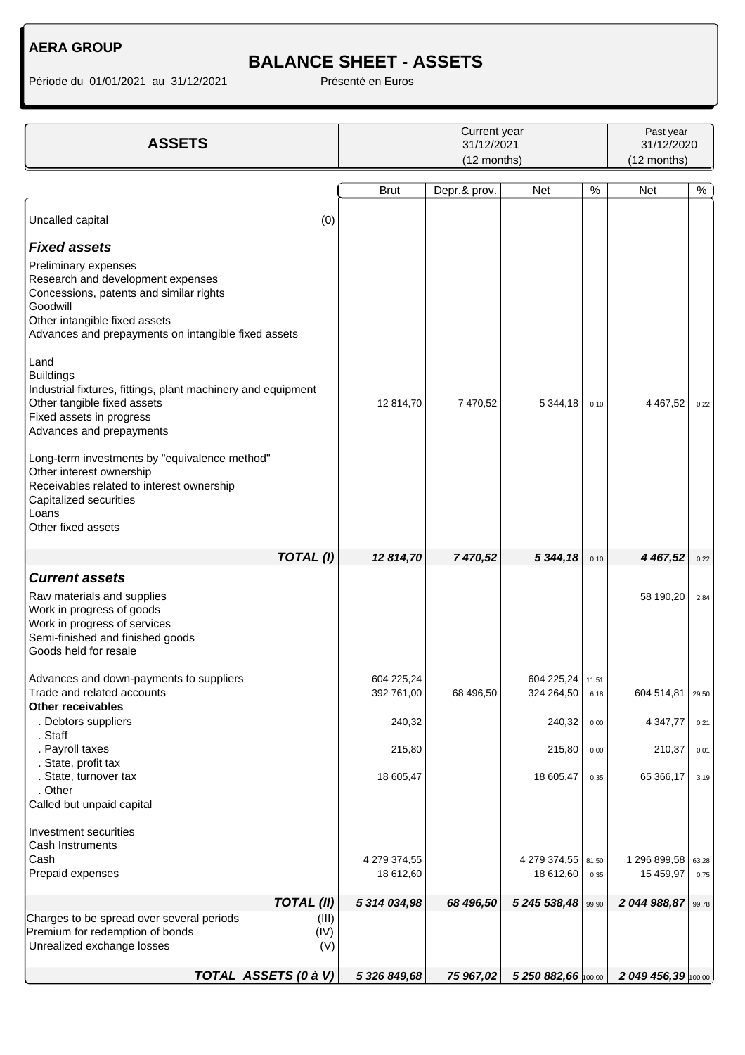**AERA GROUP**

# BALANCE SHEET - ASSETS

Période du 01/01/2021 au 31/12/2021 Présenté en Euros

| ASSETS | Current year 31/12/2021 (12 months) | | | | Past year 31/12/2020 (12 months) | |
|---|---|---|---|---|---|---|
| | Brut | Depr.& prov. | Net | % | Net | % |
| Uncalled capital (0) | | | | | | |
| ***Fixed assets*** | | | | | | |
| Preliminary expenses | | | | | | |
| Research and development expenses | | | | | | |
| Concessions, patents and similar rights | | | | | | |
| Goodwill | | | | | | |
| Other intangible fixed assets | | | | | | |
| Advances and prepayments on intangible fixed assets | | | | | | |
| Land | | | | | | |
| Buildings | | | | | | |
| Industrial fixtures, fittings, plant machinery and equipment | | | | | | |
| Other tangible fixed assets | 12 814,70 | 7 470,52 | 5 344,18 | 0,10 | 4 467,52 | 0,22 |
| Fixed assets in progress | | | | | | |
| Advances and prepayments | | | | | | |
| Long-term investments by "equivalence method" | | | | | | |
| Other interest ownership | | | | | | |
| Receivables related to interest ownership | | | | | | |
| Capitalized securities | | | | | | |
| Loans | | | | | | |
| Other fixed assets | | | | | | |
| ***TOTAL (I)*** | ***12 814,70*** | ***7 470,52*** | ***5 344,18*** | 0,10 | ***4 467,52*** | 0,22 |
| ***Current assets*** | | | | | | |
| Raw materials and supplies | | | | | 58 190,20 | 2,84 |
| Work in progress of goods | | | | | | |
| Work in progress of services | | | | | | |
| Semi-finished and finished goods | | | | | | |
| Goods held for resale | | | | | | |
| Advances and down-payments to suppliers | 604 225,24 | | 604 225,24 | 11,51 | | |
| Trade and related accounts | 392 761,00 | 68 496,50 | 324 264,50 | 6,18 | 604 514,81 | 29,50 |
| **Other receivables** | | | | | | |
| . Debtors suppliers | 240,32 | | 240,32 | 0,00 | 4 347,77 | 0,21 |
| . Staff | | | | | | |
| . Payroll taxes | 215,80 | | 215,80 | 0,00 | 210,37 | 0,01 |
| . State, profit tax | | | | | | |
| . State, turnover tax | 18 605,47 | | 18 605,47 | 0,35 | 65 366,17 | 3,19 |
| . Other | | | | | | |
| Called but unpaid capital | | | | | | |
| Investment securities | | | | | | |
| Cash Instruments | | | | | | |
| Cash | 4 279 374,55 | | 4 279 374,55 | 81,50 | 1 296 899,58 | 63,28 |
| Prepaid expenses | 18 612,60 | | 18 612,60 | 0,35 | 15 459,97 | 0,75 |
| ***TOTAL (II)*** | ***5 314 034,98*** | ***68 496,50*** | ***5 245 538,48*** | 99,90 | ***2 044 988,87*** | 99,78 |
| Charges to be spread over several periods (III) | | | | | | |
| Premium for redemption of bonds (IV) | | | | | | |
| Unrealized exchange losses (V) | | | | | | |
| ***TOTAL ASSETS (0 à V)*** | ***5 326 849,68*** | ***75 967,02*** | ***5 250 882,66*** | 100,00 | ***2 049 456,39*** | 100,00 |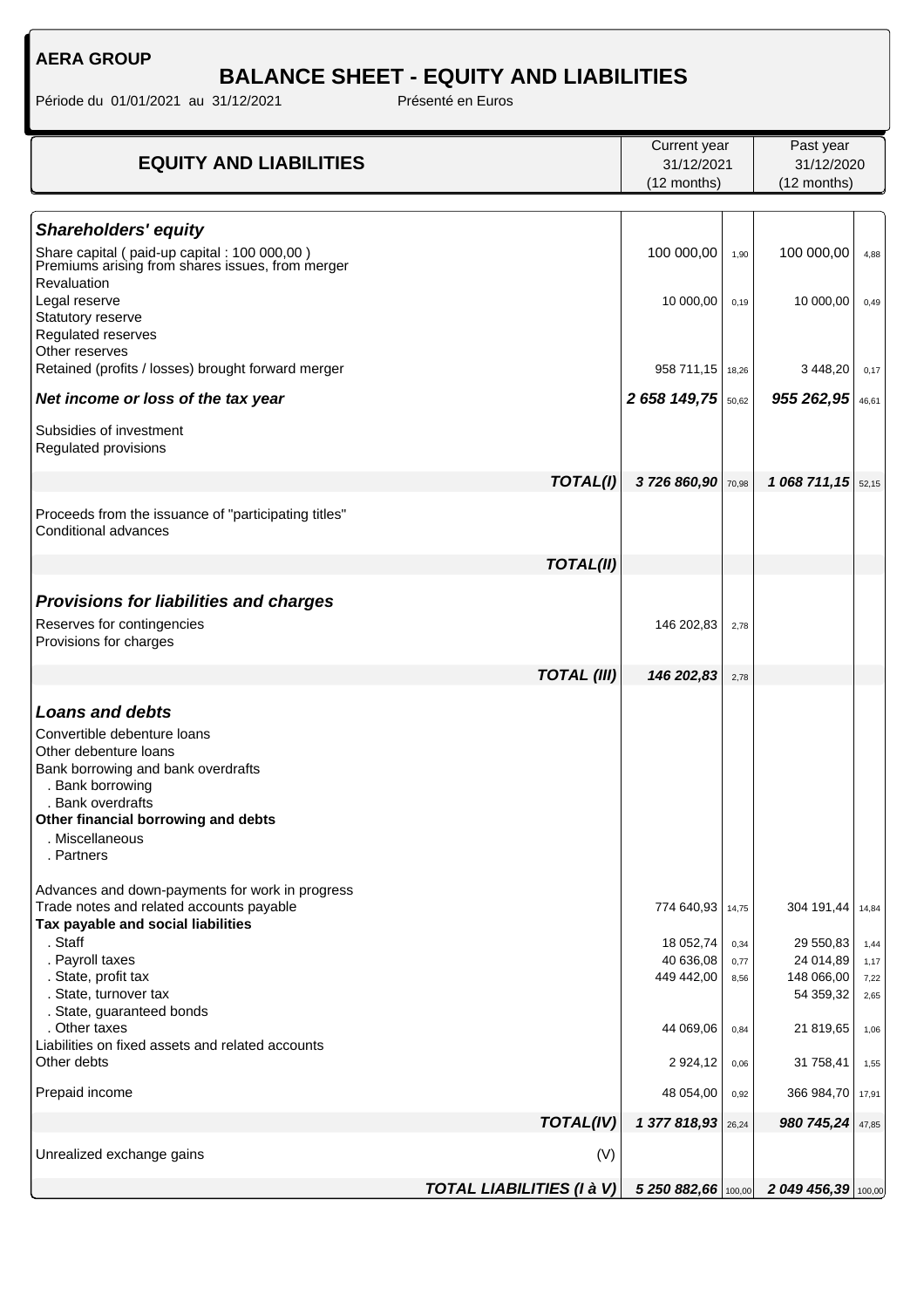**AERA GROUP**

# BALANCE SHEET - EQUITY AND LIABILITIES

Période du 01/01/2021 au 31/12/2021 Présenté en Euros

| EQUITY AND LIABILITIES | Current year 31/12/2021 (12 months) | % | Past year 31/12/2020 (12 months) | % |
|---|---|---|---|---|
| ***Shareholders' equity*** | | | | |
| Share capital ( paid-up capital : 100 000,00 ) | 100 000,00 | 1,90 | 100 000,00 | 4,88 |
| Premiums arising from shares issues, from merger | | | | |
| Revaluation | | | | |
| Legal reserve | 10 000,00 | 0,19 | 10 000,00 | 0,49 |
| Statutory reserve | | | | |
| Regulated reserves | | | | |
| Other reserves | | | | |
| Retained (profits / losses) brought forward merger | 958 711,15 | 18,26 | 3 448,20 | 0,17 |
| ***Net income or loss of the tax year*** | ***2 658 149,75*** | 50,62 | ***955 262,95*** | 46,61 |
| Subsidies of investment | | | | |
| Regulated provisions | | | | |
| ***TOTAL(I)*** | ***3 726 860,90*** | 70,98 | ***1 068 711,15*** | 52,15 |
| Proceeds from the issuance of "participating titles" | | | | |
| Conditional advances | | | | |
| ***TOTAL(II)*** | | | | |
| ***Provisions for liabilities and charges*** | | | | |
| Reserves for contingencies | 146 202,83 | 2,78 | | |
| Provisions for charges | | | | |
| ***TOTAL (III)*** | ***146 202,83*** | 2,78 | | |
| ***Loans and debts*** | | | | |
| Convertible debenture loans | | | | |
| Other debenture loans | | | | |
| Bank borrowing and bank overdrafts | | | | |
| . Bank borrowing | | | | |
| . Bank overdrafts | | | | |
| **Other financial borrowing and debts** | | | | |
| . Miscellaneous | | | | |
| . Partners | | | | |
| Advances and down-payments for work in progress | | | | |
| Trade notes and related accounts payable | 774 640,93 | 14,75 | 304 191,44 | 14,84 |
| **Tax payable and social liabilities** | | | | |
| . Staff | 18 052,74 | 0,34 | 29 550,83 | 1,44 |
| . Payroll taxes | 40 636,08 | 0,77 | 24 014,89 | 1,17 |
| . State, profit tax | 449 442,00 | 8,56 | 148 066,00 | 7,22 |
| . State, turnover tax | | | 54 359,32 | 2,65 |
| . State, guaranteed bonds | | | | |
| . Other taxes | 44 069,06 | 0,84 | 21 819,65 | 1,06 |
| Liabilities on fixed assets and related accounts | | | | |
| Other debts | 2 924,12 | 0,06 | 31 758,41 | 1,55 |
| Prepaid income | 48 054,00 | 0,92 | 366 984,70 | 17,91 |
| ***TOTAL(IV)*** | ***1 377 818,93*** | 26,24 | ***980 745,24*** | 47,85 |
| Unrealized exchange gains (V) | | | | |
| ***TOTAL LIABILITIES (I à V)*** | ***5 250 882,66*** | 100,00 | ***2 049 456,39*** | 100,00 |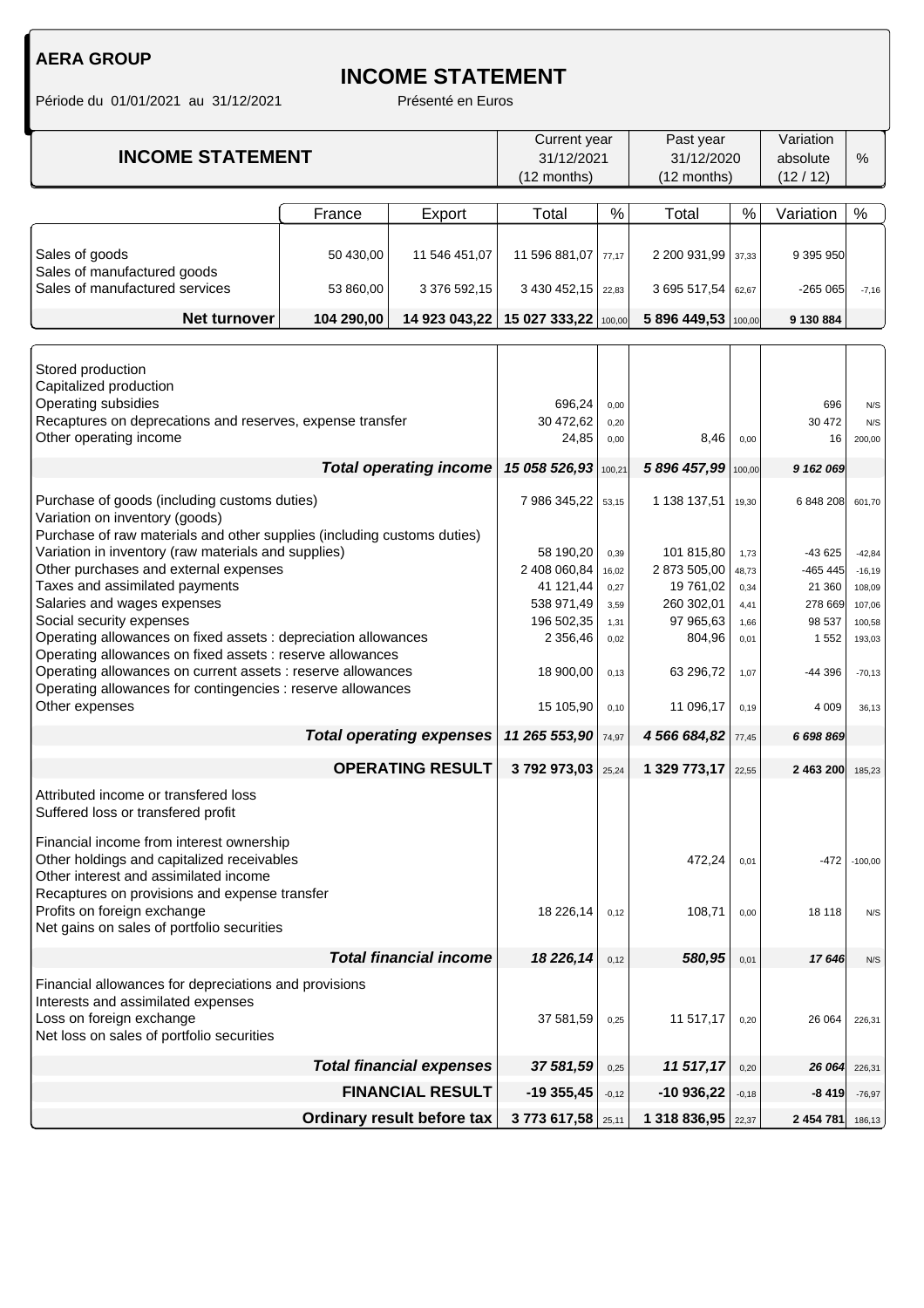**AERA GROUP**

# INCOME STATEMENT

Période du 01/01/2021 au 31/12/2021 Présenté en Euros

| INCOME STATEMENT | | | Current year 31/12/2021 (12 months) | | Past year 31/12/2020 (12 months) | | Variation absolute (12 / 12) | % |
|---|---|---|---|---|---|---|---|---|
| | France | Export | Total | % | Total | % | Variation | % |
| Sales of goods | 50 430,00 | 11 546 451,07 | 11 596 881,07 | 77,17 | 2 200 931,99 | 37,33 | 9 395 950 | |
| Sales of manufactured goods | | | | | | | | |
| Sales of manufactured services | 53 860,00 | 3 376 592,15 | 3 430 452,15 | 22,83 | 3 695 517,54 | 62,67 | -265 065 | -7,16 |
| **Net turnover** | **104 290,00** | **14 923 043,22** | **15 027 333,22** | 100,00 | **5 896 449,53** | 100,00 | **9 130 884** | |

| | Total | % | Total | % | Variation | % |
|---|---|---|---|---|---|---|
| Stored production | | | | | | |
| Capitalized production | | | | | | |
| Operating subsidies | 696,24 | 0,00 | | | 696 | N/S |
| Recaptures on deprecations and reserves, expense transfer | 30 472,62 | 0,20 | | | 30 472 | N/S |
| Other operating income | 24,85 | 0,00 | 8,46 | 0,00 | 16 | 200,00 |
| ***Total operating income*** | ***15 058 526,93*** | 100,21 | ***5 896 457,99*** | 100,00 | ***9 162 069*** | |
| Purchase of goods (including customs duties) | 7 986 345,22 | 53,15 | 1 138 137,51 | 19,30 | 6 848 208 | 601,70 |
| Variation on inventory (goods) | | | | | | |
| Purchase of raw materials and other supplies (including customs duties) | | | | | | |
| Variation in inventory (raw materials and supplies) | 58 190,20 | 0,39 | 101 815,80 | 1,73 | -43 625 | -42,84 |
| Other purchases and external expenses | 2 408 060,84 | 16,02 | 2 873 505,00 | 48,73 | -465 445 | -16,19 |
| Taxes and assimilated payments | 41 121,44 | 0,27 | 19 761,02 | 0,34 | 21 360 | 108,09 |
| Salaries and wages expenses | 538 971,49 | 3,59 | 260 302,01 | 4,41 | 278 669 | 107,06 |
| Social security expenses | 196 502,35 | 1,31 | 97 965,63 | 1,66 | 98 537 | 100,58 |
| Operating allowances on fixed assets : depreciation allowances | 2 356,46 | 0,02 | 804,96 | 0,01 | 1 552 | 193,03 |
| Operating allowances on fixed assets : reserve allowances | | | | | | |
| Operating allowances on current assets : reserve allowances | 18 900,00 | 0,13 | 63 296,72 | 1,07 | -44 396 | -70,13 |
| Operating allowances for contingencies : reserve allowances | | | | | | |
| Other expenses | 15 105,90 | 0,10 | 11 096,17 | 0,19 | 4 009 | 36,13 |
| ***Total operating expenses*** | ***11 265 553,90*** | 74,97 | ***4 566 684,82*** | 77,45 | ***6 698 869*** | |
| **OPERATING RESULT** | **3 792 973,03** | 25,24 | **1 329 773,17** | 22,55 | **2 463 200** | 185,23 |
| Attributed income or transfered loss | | | | | | |
| Suffered loss or transfered profit | | | | | | |
| Financial income from interest ownership | | | | | | |
| Other holdings and capitalized receivables | | | 472,24 | 0,01 | -472 | -100,00 |
| Other interest and assimilated income | | | | | | |
| Recaptures on provisions and expense transfer | | | | | | |
| Profits on foreign exchange | 18 226,14 | 0,12 | 108,71 | 0,00 | 18 118 | N/S |
| Net gains on sales of portfolio securities | | | | | | |
| ***Total financial income*** | ***18 226,14*** | 0,12 | ***580,95*** | 0,01 | ***17 646*** | N/S |
| Financial allowances for depreciations and provisions | | | | | | |
| Interests and assimilated expenses | | | | | | |
| Loss on foreign exchange | 37 581,59 | 0,25 | 11 517,17 | 0,20 | 26 064 | 226,31 |
| Net loss on sales of portfolio securities | | | | | | |
| ***Total financial expenses*** | ***37 581,59*** | 0,25 | ***11 517,17*** | 0,20 | ***26 064*** | 226,31 |
| **FINANCIAL RESULT** | **-19 355,45** | -0,12 | **-10 936,22** | -0,18 | **-8 419** | -76,97 |
| **Ordinary result before tax** | **3 773 617,58** | 25,11 | **1 318 836,95** | 22,37 | **2 454 781** | 186,13 |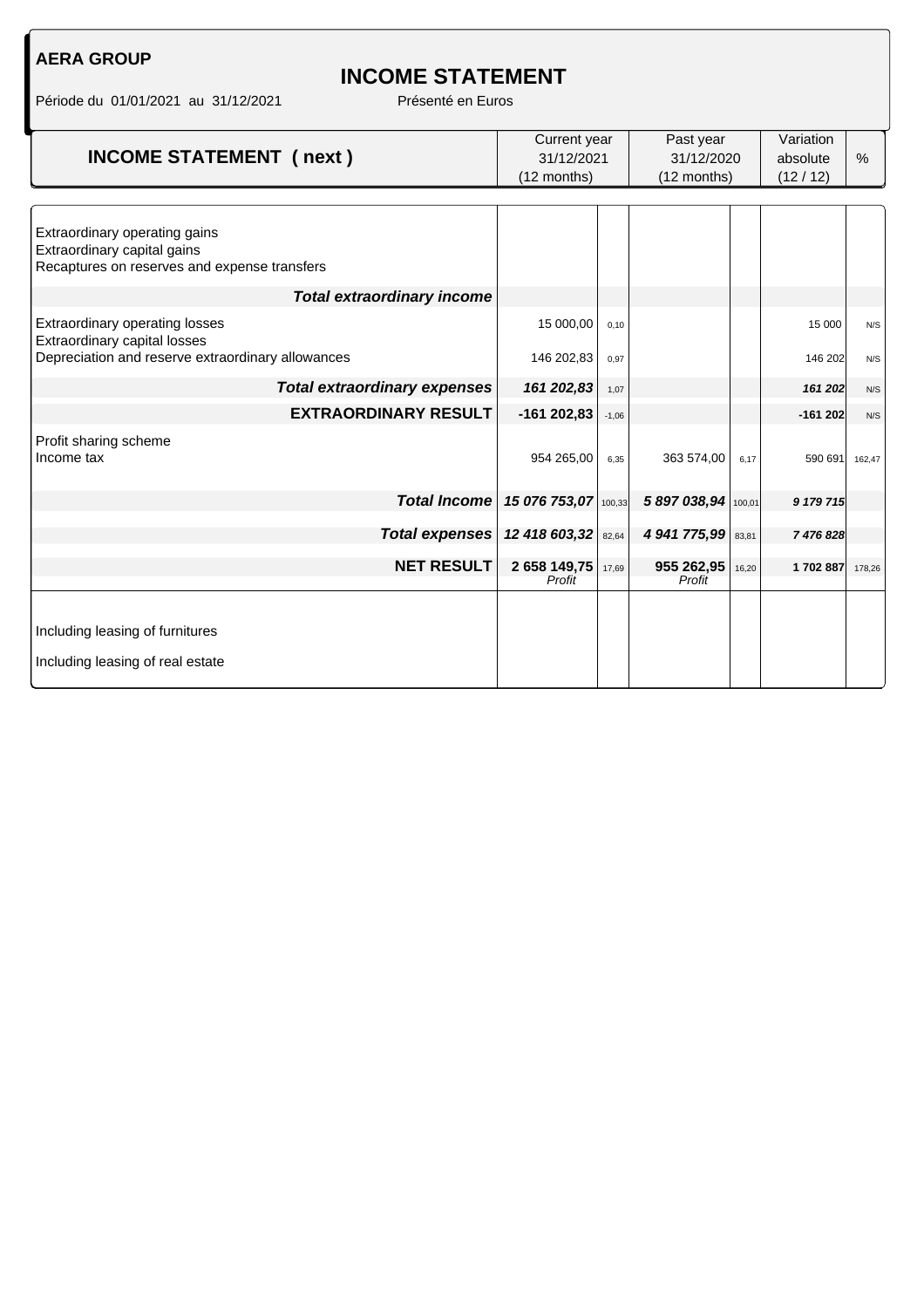**AERA GROUP**

# INCOME STATEMENT

Période du 01/01/2021 au 31/12/2021 Présenté en Euros

| INCOME STATEMENT ( next ) | Current year 31/12/2021 (12 months) | | Past year 31/12/2020 (12 months) | | Variation absolute (12 / 12) | % |
|---|---|---|---|---|---|---|
| Extraordinary operating gains | | | | | | |
| Extraordinary capital gains | | | | | | |
| Recaptures on reserves and expense transfers | | | | | | |
| ***Total extraordinary income*** | | | | | | |
| Extraordinary operating losses | 15 000,00 | 0,10 | | | 15 000 | N/S |
| Extraordinary capital losses | | | | | | |
| Depreciation and reserve extraordinary allowances | 146 202,83 | 0,97 | | | 146 202 | N/S |
| ***Total extraordinary expenses*** | ***161 202,83*** | 1,07 | | | ***161 202*** | N/S |
| **EXTRAORDINARY RESULT** | **-161 202,83** | -1,06 | | | **-161 202** | N/S |
| Profit sharing scheme | | | | | | |
| Income tax | 954 265,00 | 6,35 | 363 574,00 | 6,17 | 590 691 | 162,47 |
| ***Total Income*** | ***15 076 753,07*** | 100,33 | ***5 897 038,94*** | 100,01 | ***9 179 715*** | |
| ***Total expenses*** | ***12 418 603,32*** | 82,64 | ***4 941 775,99*** | 83,81 | ***7 476 828*** | |
| **NET RESULT** | **2 658 149,75** *Profit* | 17,69 | **955 262,95** *Profit* | 16,20 | **1 702 887** | 178,26 |
| Including leasing of furnitures | | | | | | |
| Including leasing of real estate | | | | | | |